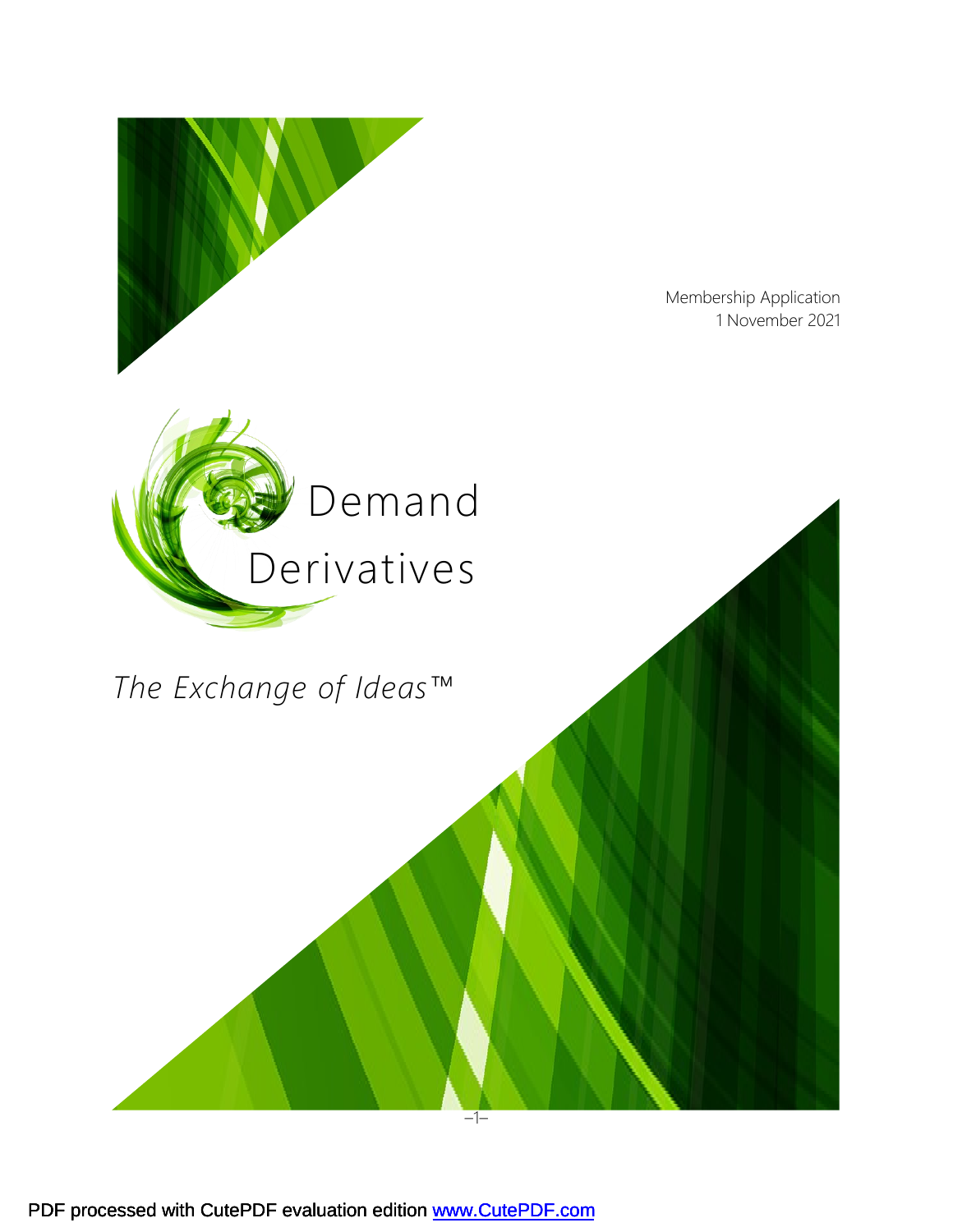Membership Application
1 November 2021

# Demand Derivatives

*The Exchange of Ideas™*

PDF processed with CutePDF evaluation edition [www.CutePDF.com](http://www.CutePDF.com)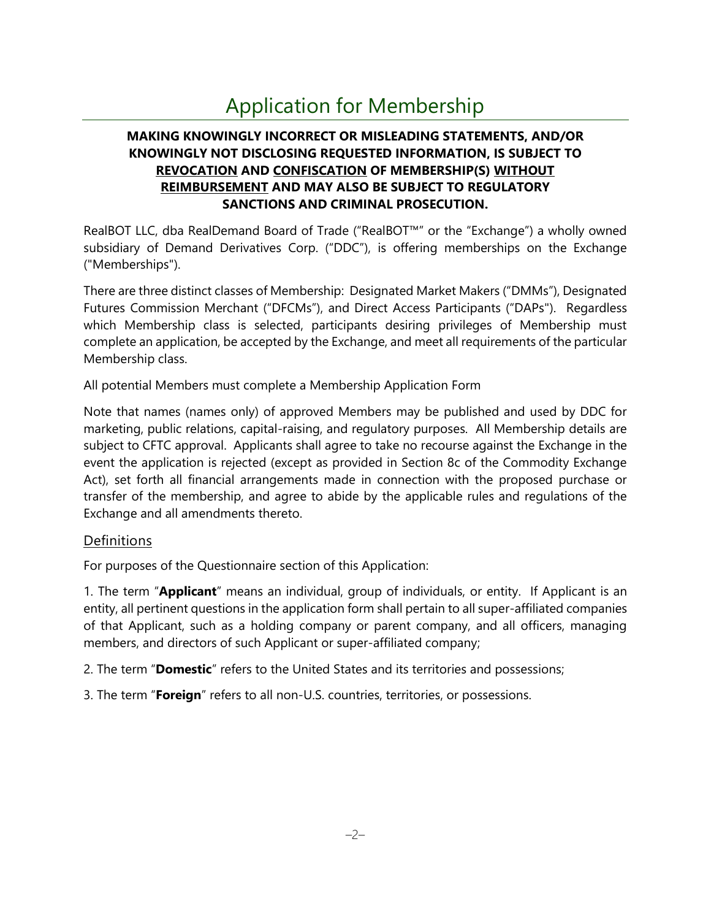# Application for Membership

**MAKING KNOWINGLY INCORRECT OR MISLEADING STATEMENTS, AND/OR KNOWINGLY NOT DISCLOSING REQUESTED INFORMATION, IS SUBJECT TO <u>REVOCATION</u> AND <u>CONFISCATION</u> OF MEMBERSHIP(S) <u>WITHOUT REIMBURSEMENT</u> AND MAY ALSO BE SUBJECT TO REGULATORY SANCTIONS AND CRIMINAL PROSECUTION.**

RealBOT LLC, dba RealDemand Board of Trade ("RealBOT™" or the "Exchange") a wholly owned subsidiary of Demand Derivatives Corp. ("DDC"), is offering memberships on the Exchange ("Memberships").

There are three distinct classes of Membership: Designated Market Makers ("DMMs"), Designated Futures Commission Merchant ("DFCMs"), and Direct Access Participants ("DAPs"). Regardless which Membership class is selected, participants desiring privileges of Membership must complete an application, be accepted by the Exchange, and meet all requirements of the particular Membership class.

All potential Members must complete a Membership Application Form

Note that names (names only) of approved Members may be published and used by DDC for marketing, public relations, capital-raising, and regulatory purposes. All Membership details are subject to CFTC approval. Applicants shall agree to take no recourse against the Exchange in the event the application is rejected (except as provided in Section 8c of the Commodity Exchange Act), set forth all financial arrangements made in connection with the proposed purchase or transfer of the membership, and agree to abide by the applicable rules and regulations of the Exchange and all amendments thereto.

## Definitions

For purposes of the Questionnaire section of this Application:

1. The term "**Applicant**" means an individual, group of individuals, or entity. If Applicant is an entity, all pertinent questions in the application form shall pertain to all super-affiliated companies of that Applicant, such as a holding company or parent company, and all officers, managing members, and directors of such Applicant or super-affiliated company;

2. The term "**Domestic**" refers to the United States and its territories and possessions;

3. The term "**Foreign**" refers to all non-U.S. countries, territories, or possessions.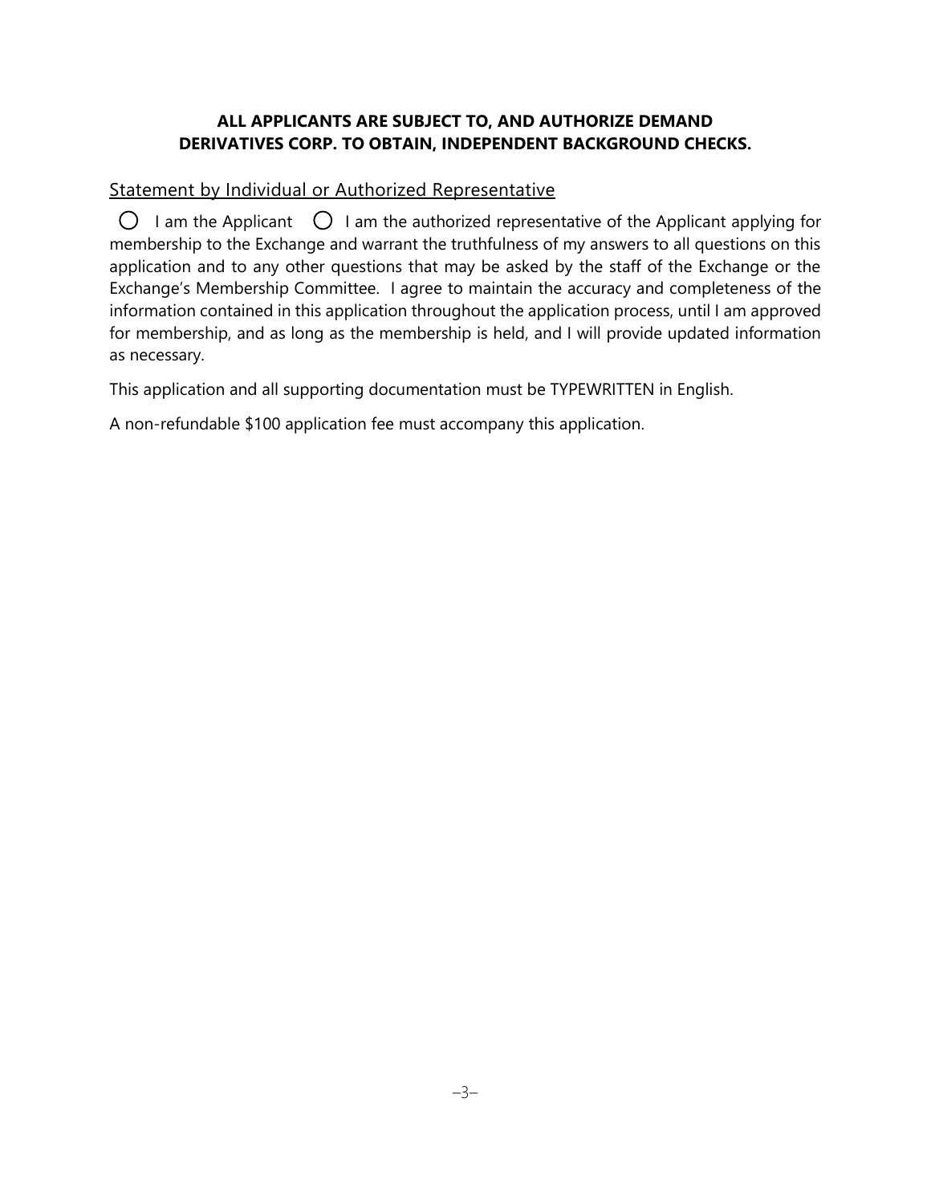**ALL APPLICANTS ARE SUBJECT TO, AND AUTHORIZE DEMAND DERIVATIVES CORP. TO OBTAIN, INDEPENDENT BACKGROUND CHECKS.**

## Statement by Individual or Authorized Representative

○ I am the Applicant ○ I am the authorized representative of the Applicant applying for membership to the Exchange and warrant the truthfulness of my answers to all questions on this application and to any other questions that may be asked by the staff of the Exchange or the Exchange's Membership Committee. I agree to maintain the accuracy and completeness of the information contained in this application throughout the application process, until I am approved for membership, and as long as the membership is held, and I will provide updated information as necessary.

This application and all supporting documentation must be TYPEWRITTEN in English.

A non-refundable $100 application fee must accompany this application.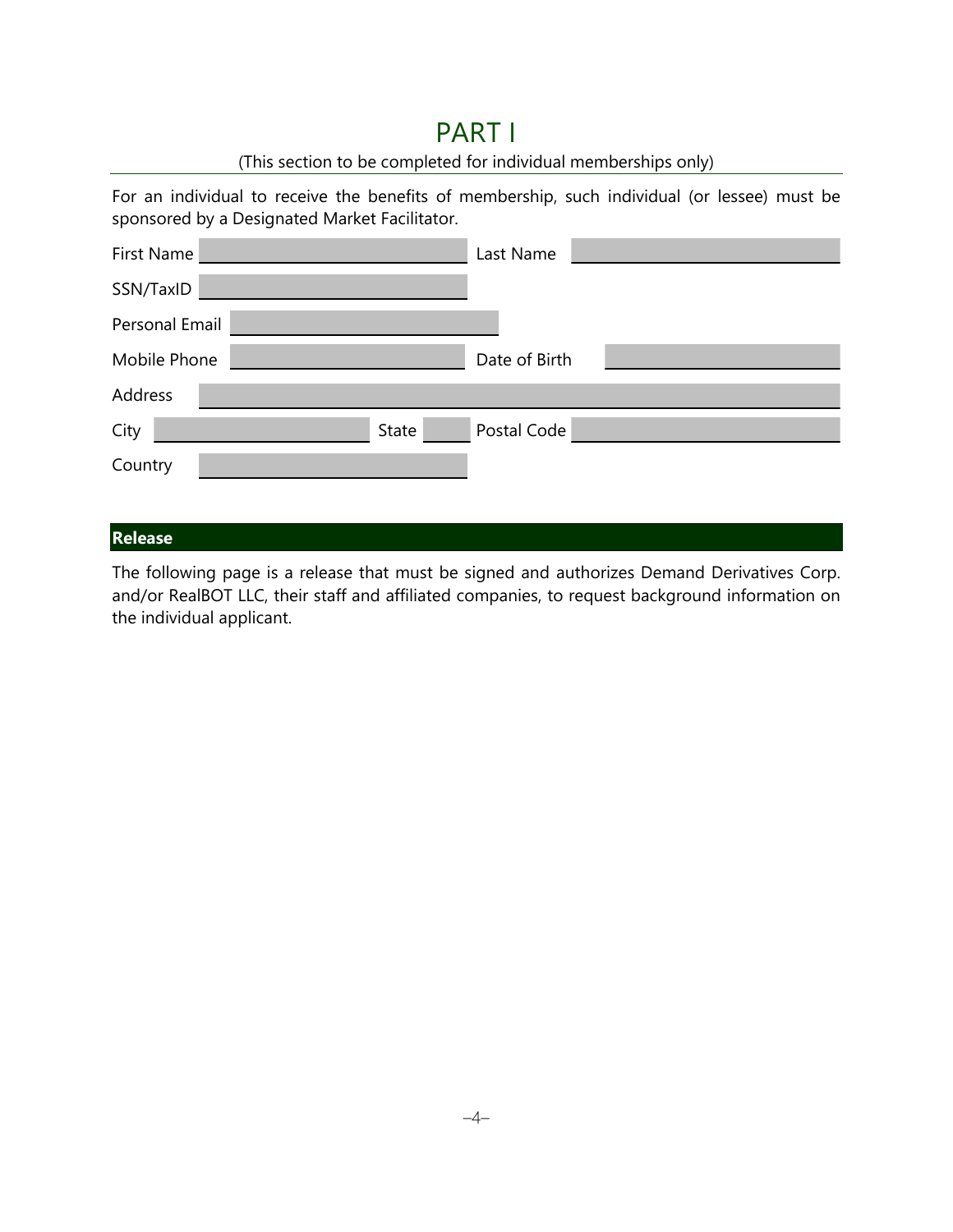# PART I

(This section to be completed for individual memberships only)

For an individual to receive the benefits of membership, such individual (or lessee) must be sponsored by a Designated Market Facilitator.

| | | | |
|---|---|---|---|
| First Name | | Last Name | |
| SSN/TaxID | | | |
| Personal Email | | | |
| Mobile Phone | | Date of Birth | |
| Address | | | |
| City | | State | |
| Postal Code | | | |
| Country | | | |

## Release

The following page is a release that must be signed and authorizes Demand Derivatives Corp. and/or RealBOT LLC, their staff and affiliated companies, to request background information on the individual applicant.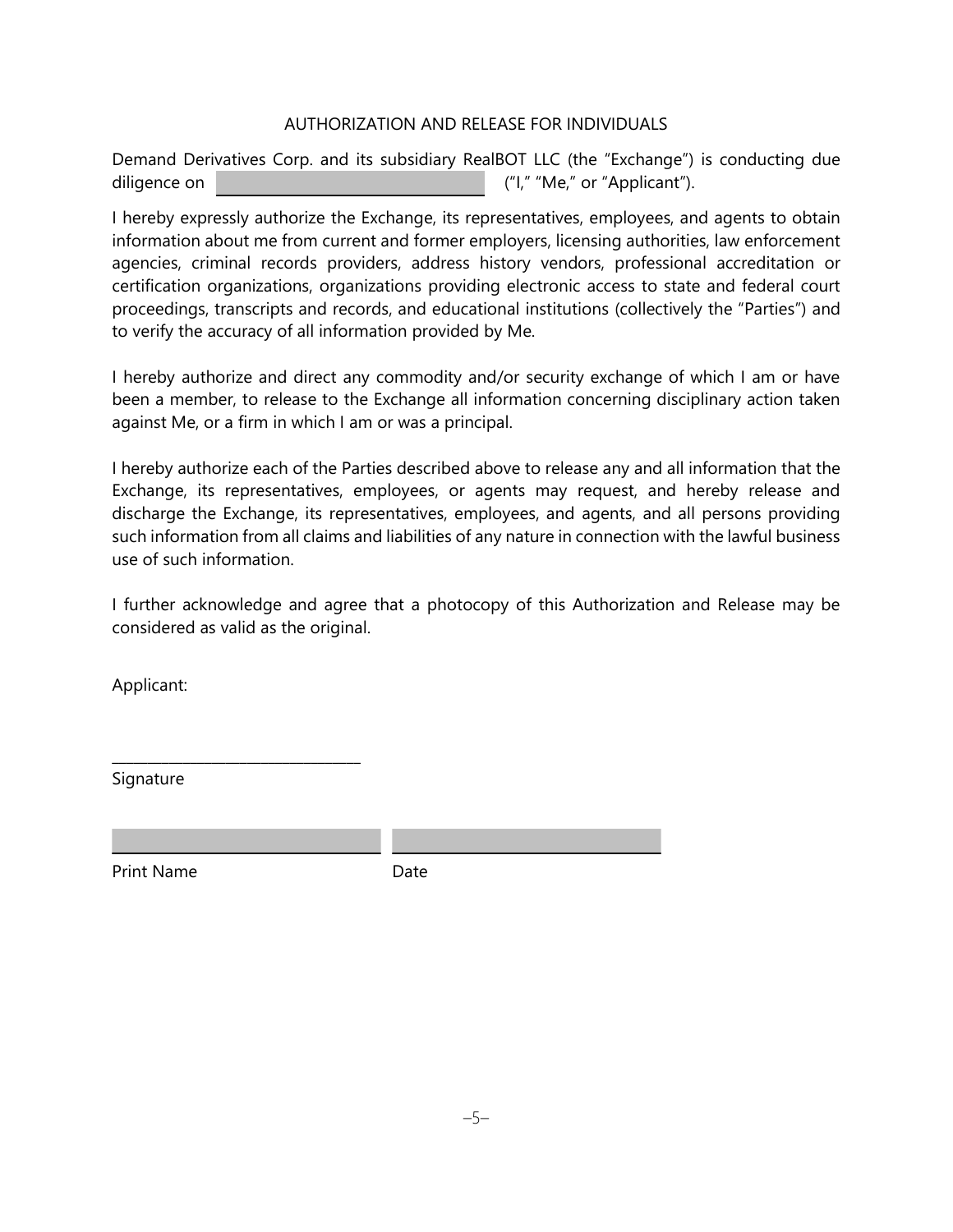AUTHORIZATION AND RELEASE FOR INDIVIDUALS

Demand Derivatives Corp. and its subsidiary RealBOT LLC (the "Exchange") is conducting due diligence on \_\_\_\_\_\_\_\_\_\_\_\_\_\_\_\_\_\_\_\_\_\_\_\_\_\_\_\_ ("I," "Me," or "Applicant").

I hereby expressly authorize the Exchange, its representatives, employees, and agents to obtain information about me from current and former employers, licensing authorities, law enforcement agencies, criminal records providers, address history vendors, professional accreditation or certification organizations, organizations providing electronic access to state and federal court proceedings, transcripts and records, and educational institutions (collectively the "Parties") and to verify the accuracy of all information provided by Me.

I hereby authorize and direct any commodity and/or security exchange of which I am or have been a member, to release to the Exchange all information concerning disciplinary action taken against Me, or a firm in which I am or was a principal.

I hereby authorize each of the Parties described above to release any and all information that the Exchange, its representatives, employees, or agents may request, and hereby release and discharge the Exchange, its representatives, employees, and agents, and all persons providing such information from all claims and liabilities of any nature in connection with the lawful business use of such information.

I further acknowledge and agree that a photocopy of this Authorization and Release may be considered as valid as the original.

Applicant:

\_\_\_\_\_\_\_\_\_\_\_\_\_\_\_\_\_\_\_\_\_\_\_\_\_\_\_\_\_\_\_\_
Signature

\_\_\_\_\_\_\_\_\_\_\_\_\_\_\_\_\_\_\_\_\_\_\_\_\_\_\_\_\_\_\_\_ \_\_\_\_\_\_\_\_\_\_\_\_\_\_\_\_\_\_\_\_\_\_\_\_\_\_\_\_\_\_\_\_
Print Name Date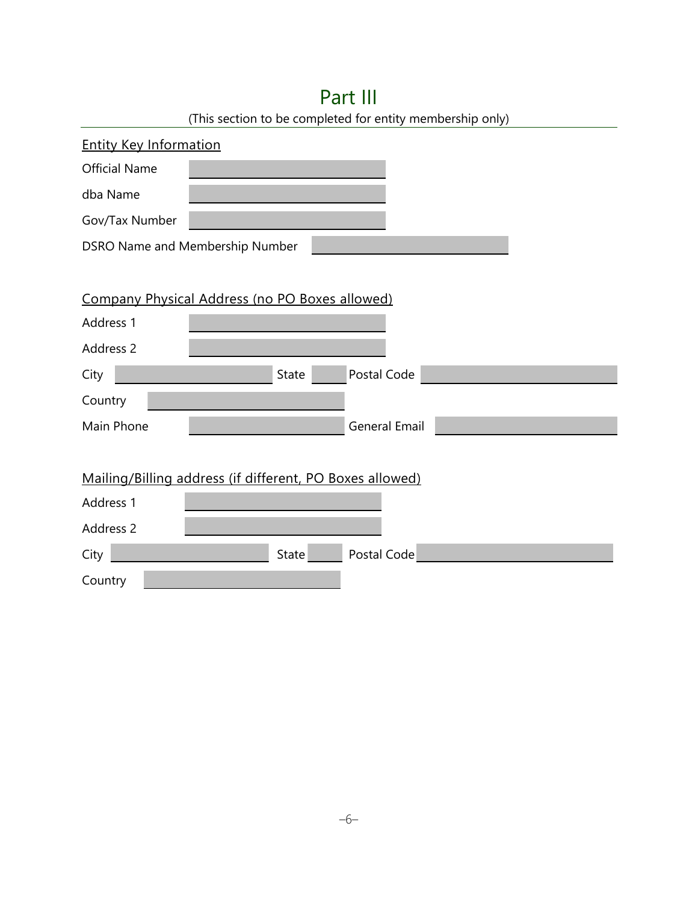# Part III

(This section to be completed for entity membership only)

**Entity Key Information**

Official Name ______________________

dba Name ______________________

Gov/Tax Number ______________________

DSRO Name and Membership Number ______________________

**Company Physical Address (no PO Boxes allowed)**

Address 1 ______________________

Address 2 ______________________

City ______________________ State ______ Postal Code ______________________

Country ______________________

Main Phone ______________________ General Email ______________________

**Mailing/Billing address (if different, PO Boxes allowed)**

Address 1 ______________________

Address 2 ______________________

City ______________________ State ______ Postal Code ______________________

Country ______________________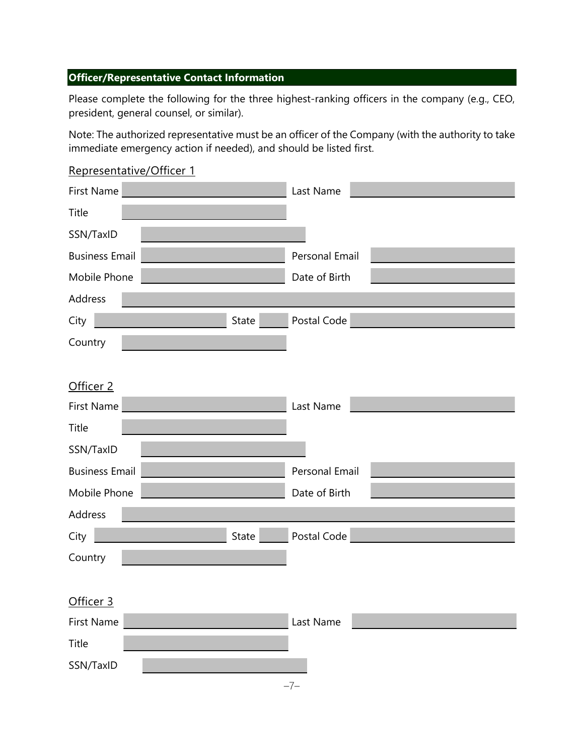## Officer/Representative Contact Information

Please complete the following for the three highest-ranking officers in the company (e.g., CEO, president, general counsel, or similar).

Note: The authorized representative must be an officer of the Company (with the authority to take immediate emergency action if needed), and should be listed first.

### Representative/Officer 1

First Name ______________ Last Name ______________

Title ______________

SSN/TaxID ______________

Business Email ______________ Personal Email ______________

Mobile Phone ______________ Date of Birth ______________

Address ______________

City ______________ State ______ Postal Code ______________

Country ______________

### Officer 2

First Name ______________ Last Name ______________

Title ______________

SSN/TaxID ______________

Business Email ______________ Personal Email ______________

Mobile Phone ______________ Date of Birth ______________

Address ______________

City ______________ State ______ Postal Code ______________

Country ______________

### Officer 3

First Name ______________ Last Name ______________

Title ______________

SSN/TaxID ______________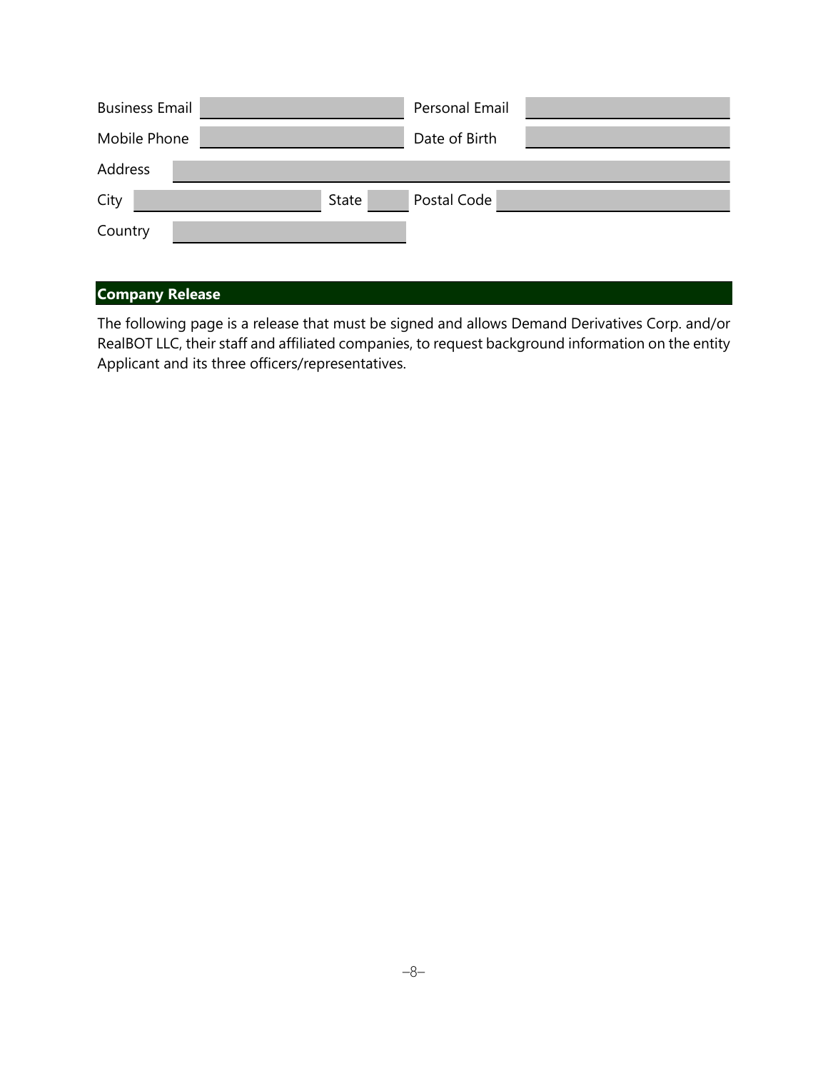| | | | |
|---|---|---|---|
| Business Email | | Personal Email | |
| Mobile Phone | | Date of Birth | |
| Address | | | |
| City | | State | |
| Postal Code | | | |
| Country | | | |

## Company Release

The following page is a release that must be signed and allows Demand Derivatives Corp. and/or RealBOT LLC, their staff and affiliated companies, to request background information on the entity Applicant and its three officers/representatives.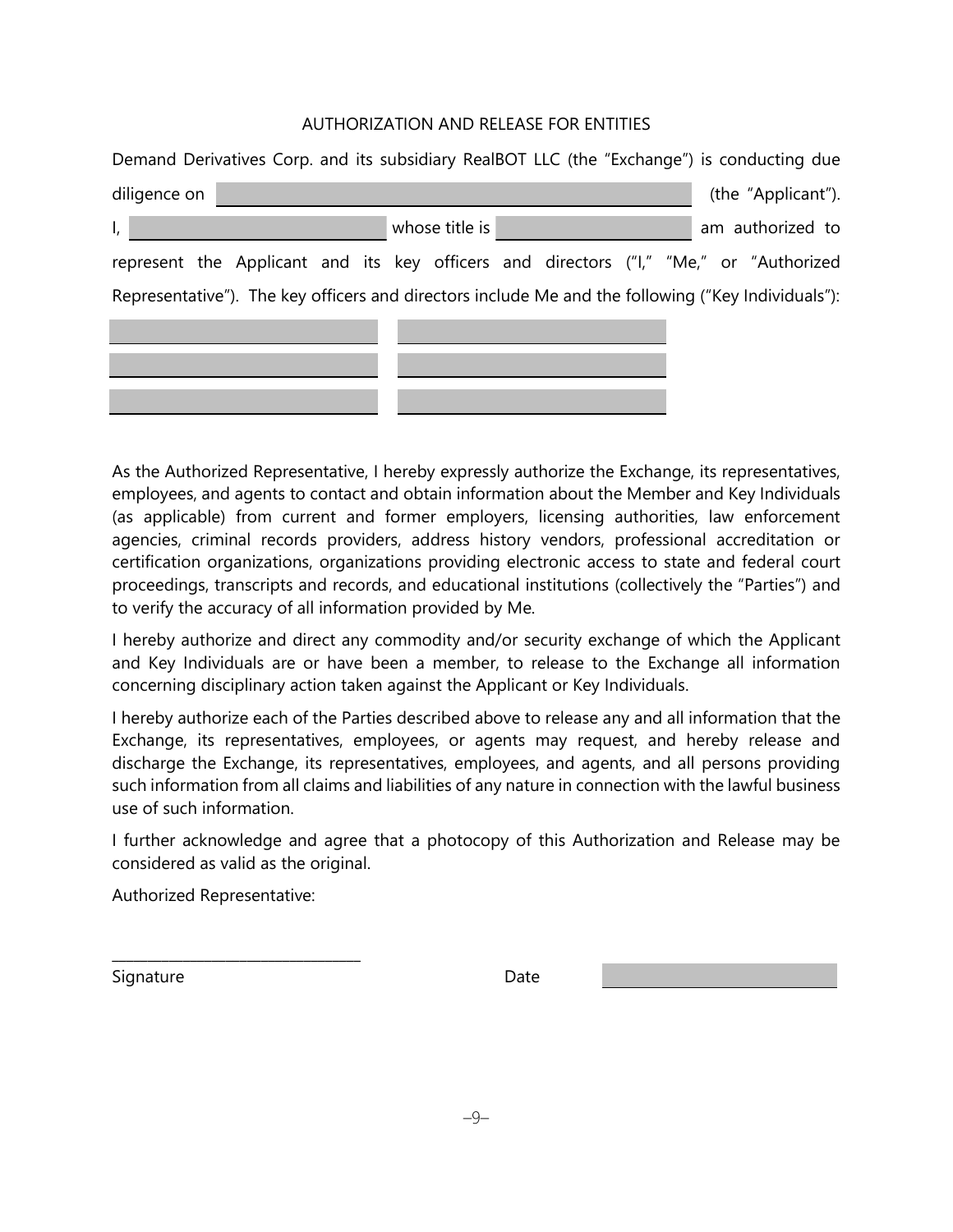## AUTHORIZATION AND RELEASE FOR ENTITIES

Demand Derivatives Corp. and its subsidiary RealBOT LLC (the "Exchange") is conducting due diligence on \_\_\_\_\_\_\_\_\_\_\_\_\_\_\_\_\_\_\_\_\_\_\_\_\_\_\_\_\_\_\_\_\_\_\_\_\_\_\_\_ (the "Applicant"). I, \_\_\_\_\_\_\_\_\_\_\_\_\_\_\_\_\_\_\_\_\_\_ whose title is \_\_\_\_\_\_\_\_\_\_\_\_\_\_\_\_\_\_ am authorized to represent the Applicant and its key officers and directors ("I," "Me," or "Authorized Representative"). The key officers and directors include Me and the following ("Key Individuals"):

| | |
|---|---|
| \_\_\_\_\_\_\_\_\_\_\_\_\_\_\_\_\_\_\_\_\_\_\_\_ | \_\_\_\_\_\_\_\_\_\_\_\_\_\_\_\_\_\_\_\_\_\_\_\_ |
| \_\_\_\_\_\_\_\_\_\_\_\_\_\_\_\_\_\_\_\_\_\_\_\_ | \_\_\_\_\_\_\_\_\_\_\_\_\_\_\_\_\_\_\_\_\_\_\_\_ |
| \_\_\_\_\_\_\_\_\_\_\_\_\_\_\_\_\_\_\_\_\_\_\_\_ | \_\_\_\_\_\_\_\_\_\_\_\_\_\_\_\_\_\_\_\_\_\_\_\_ |

As the Authorized Representative, I hereby expressly authorize the Exchange, its representatives, employees, and agents to contact and obtain information about the Member and Key Individuals (as applicable) from current and former employers, licensing authorities, law enforcement agencies, criminal records providers, address history vendors, professional accreditation or certification organizations, organizations providing electronic access to state and federal court proceedings, transcripts and records, and educational institutions (collectively the "Parties") and to verify the accuracy of all information provided by Me.

I hereby authorize and direct any commodity and/or security exchange of which the Applicant and Key Individuals are or have been a member, to release to the Exchange all information concerning disciplinary action taken against the Applicant or Key Individuals.

I hereby authorize each of the Parties described above to release any and all information that the Exchange, its representatives, employees, or agents may request, and hereby release and discharge the Exchange, its representatives, employees, and agents, and all persons providing such information from all claims and liabilities of any nature in connection with the lawful business use of such information.

I further acknowledge and agree that a photocopy of this Authorization and Release may be considered as valid as the original.

Authorized Representative:

\_\_\_\_\_\_\_\_\_\_\_\_\_\_\_\_\_\_\_\_\_\_\_\_\_\_\_\_\_\_\_\_

Signature                                                  Date \_\_\_\_\_\_\_\_\_\_\_\_\_\_\_\_\_\_\_\_\_\_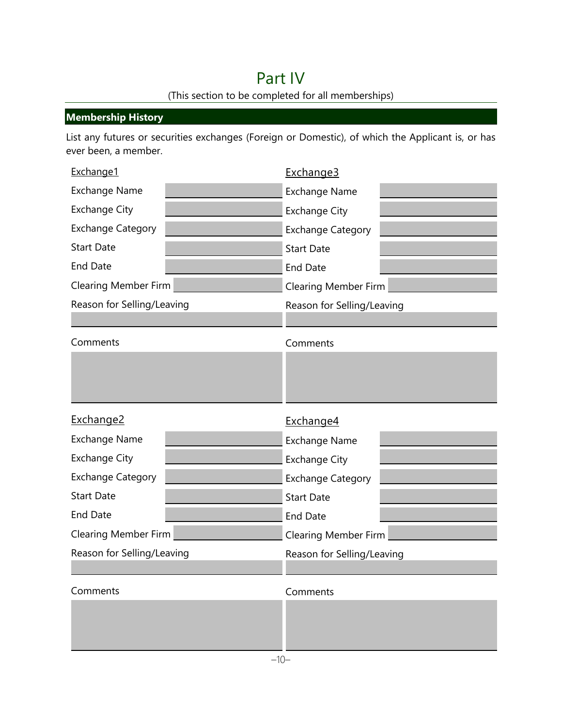# Part IV

(This section to be completed for all memberships)

## Membership History

List any futures or securities exchanges (Foreign or Domestic), of which the Applicant is, or has ever been, a member.

### Exchange1

| | |
|---|---|
| Exchange Name | |
| Exchange City | |
| Exchange Category | |
| Start Date | |
| End Date | |
| Clearing Member Firm | |

Reason for Selling/Leaving

Comments

### Exchange2

| | |
|---|---|
| Exchange Name | |
| Exchange City | |
| Exchange Category | |
| Start Date | |
| End Date | |
| Clearing Member Firm | |

Reason for Selling/Leaving

Comments

### Exchange3

| | |
|---|---|
| Exchange Name | |
| Exchange City | |
| Exchange Category | |
| Start Date | |
| End Date | |
| Clearing Member Firm | |

Reason for Selling/Leaving

Comments

### Exchange4

| | |
|---|---|
| Exchange Name | |
| Exchange City | |
| Exchange Category | |
| Start Date | |
| End Date | |
| Clearing Member Firm | |

Reason for Selling/Leaving

Comments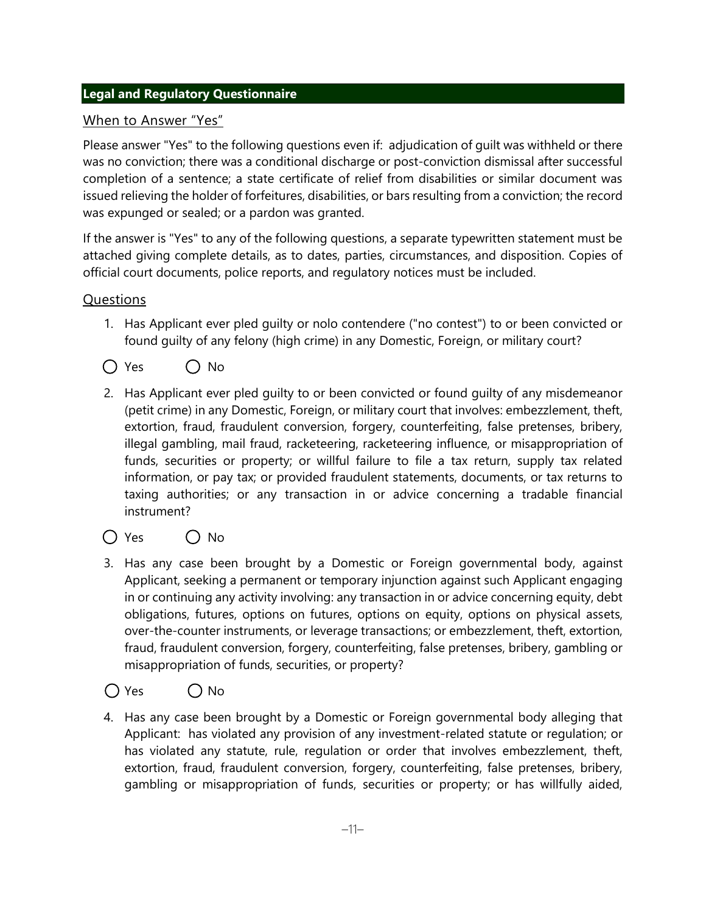## Legal and Regulatory Questionnaire

### When to Answer "Yes"

Please answer "Yes" to the following questions even if: adjudication of guilt was withheld or there was no conviction; there was a conditional discharge or post-conviction dismissal after successful completion of a sentence; a state certificate of relief from disabilities or similar document was issued relieving the holder of forfeitures, disabilities, or bars resulting from a conviction; the record was expunged or sealed; or a pardon was granted.

If the answer is "Yes" to any of the following questions, a separate typewritten statement must be attached giving complete details, as to dates, parties, circumstances, and disposition. Copies of official court documents, police reports, and regulatory notices must be included.

### Questions

1. Has Applicant ever pled guilty or nolo contendere ("no contest") to or been convicted or found guilty of any felony (high crime) in any Domestic, Foreign, or military court?

   ◯ Yes ◯ No

2. Has Applicant ever pled guilty to or been convicted or found guilty of any misdemeanor (petit crime) in any Domestic, Foreign, or military court that involves: embezzlement, theft, extortion, fraud, fraudulent conversion, forgery, counterfeiting, false pretenses, bribery, illegal gambling, mail fraud, racketeering, racketeering influence, or misappropriation of funds, securities or property; or willful failure to file a tax return, supply tax related information, or pay tax; or provided fraudulent statements, documents, or tax returns to taxing authorities; or any transaction in or advice concerning a tradable financial instrument?

   ◯ Yes ◯ No

3. Has any case been brought by a Domestic or Foreign governmental body, against Applicant, seeking a permanent or temporary injunction against such Applicant engaging in or continuing any activity involving: any transaction in or advice concerning equity, debt obligations, futures, options on futures, options on equity, options on physical assets, over-the-counter instruments, or leverage transactions; or embezzlement, theft, extortion, fraud, fraudulent conversion, forgery, counterfeiting, false pretenses, bribery, gambling or misappropriation of funds, securities, or property?

   ◯ Yes ◯ No

4. Has any case been brought by a Domestic or Foreign governmental body alleging that Applicant: has violated any provision of any investment-related statute or regulation; or has violated any statute, rule, regulation or order that involves embezzlement, theft, extortion, fraud, fraudulent conversion, forgery, counterfeiting, false pretenses, bribery, gambling or misappropriation of funds, securities or property; or has willfully aided,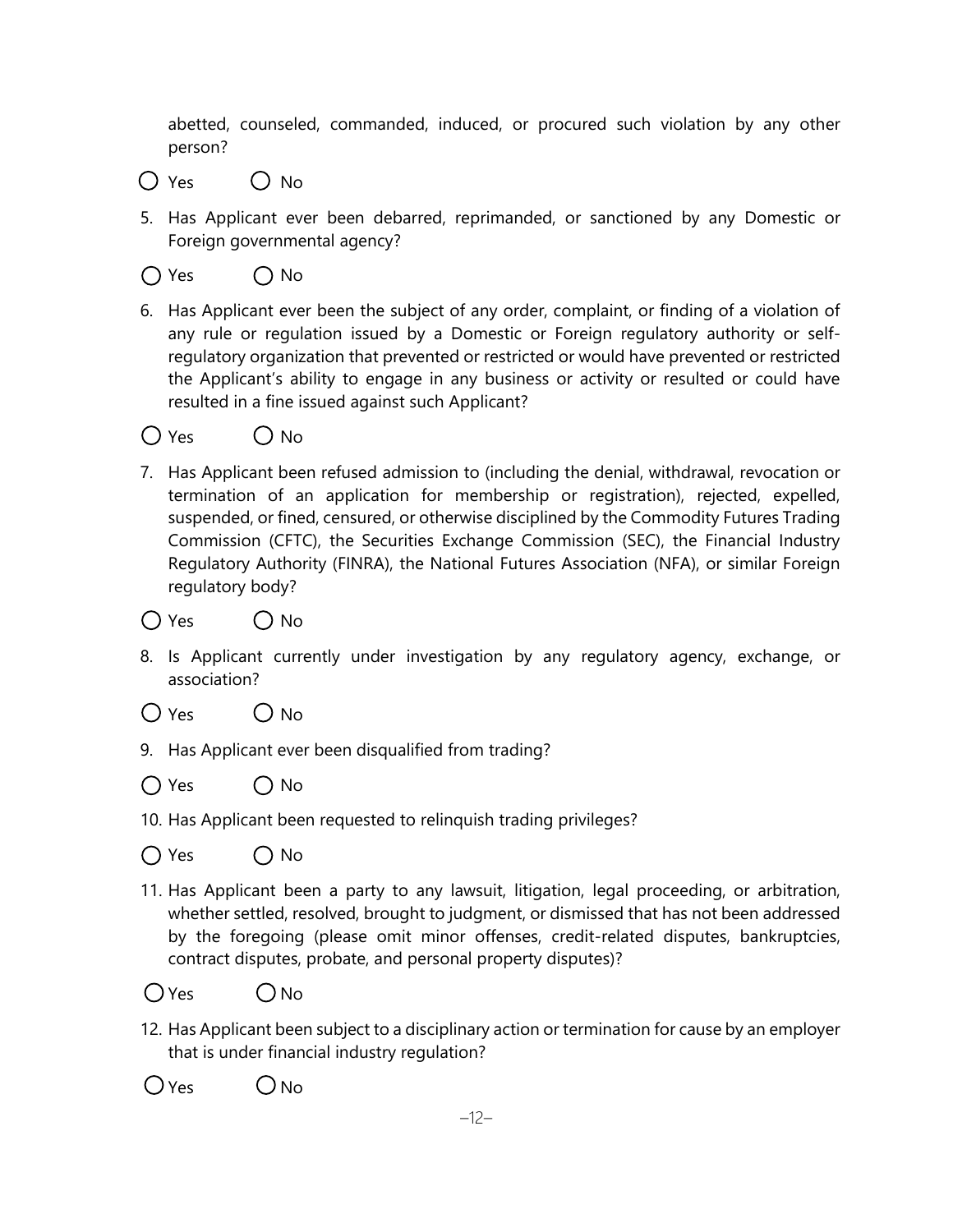abetted, counseled, commanded, induced, or procured such violation by any other person?

○ Yes ○ No

5. Has Applicant ever been debarred, reprimanded, or sanctioned by any Domestic or Foreign governmental agency?

○ Yes ○ No

6. Has Applicant ever been the subject of any order, complaint, or finding of a violation of any rule or regulation issued by a Domestic or Foreign regulatory authority or self-regulatory organization that prevented or restricted or would have prevented or restricted the Applicant's ability to engage in any business or activity or resulted or could have resulted in a fine issued against such Applicant?

○ Yes ○ No

7. Has Applicant been refused admission to (including the denial, withdrawal, revocation or termination of an application for membership or registration), rejected, expelled, suspended, or fined, censured, or otherwise disciplined by the Commodity Futures Trading Commission (CFTC), the Securities Exchange Commission (SEC), the Financial Industry Regulatory Authority (FINRA), the National Futures Association (NFA), or similar Foreign regulatory body?

○ Yes ○ No

8. Is Applicant currently under investigation by any regulatory agency, exchange, or association?

○ Yes ○ No

9. Has Applicant ever been disqualified from trading?

○ Yes ○ No

10. Has Applicant been requested to relinquish trading privileges?

○ Yes ○ No

11. Has Applicant been a party to any lawsuit, litigation, legal proceeding, or arbitration, whether settled, resolved, brought to judgment, or dismissed that has not been addressed by the foregoing (please omit minor offenses, credit-related disputes, bankruptcies, contract disputes, probate, and personal property disputes)?

○ Yes ○ No

12. Has Applicant been subject to a disciplinary action or termination for cause by an employer that is under financial industry regulation?

○ Yes ○ No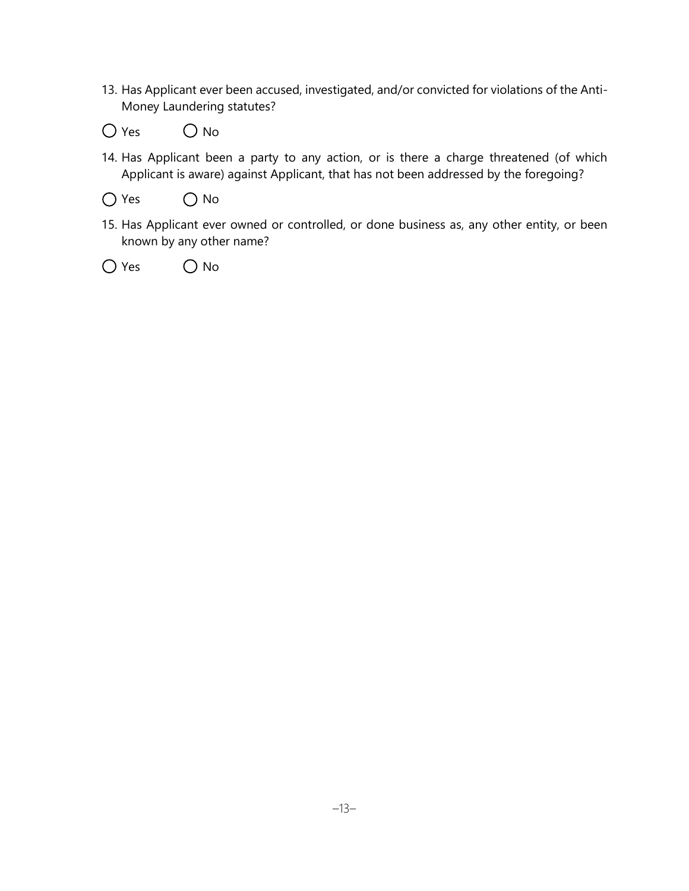13. Has Applicant ever been accused, investigated, and/or convicted for violations of the Anti-Money Laundering statutes?

○ Yes ○ No

14. Has Applicant been a party to any action, or is there a charge threatened (of which Applicant is aware) against Applicant, that has not been addressed by the foregoing?

○ Yes ○ No

15. Has Applicant ever owned or controlled, or done business as, any other entity, or been known by any other name?

○ Yes ○ No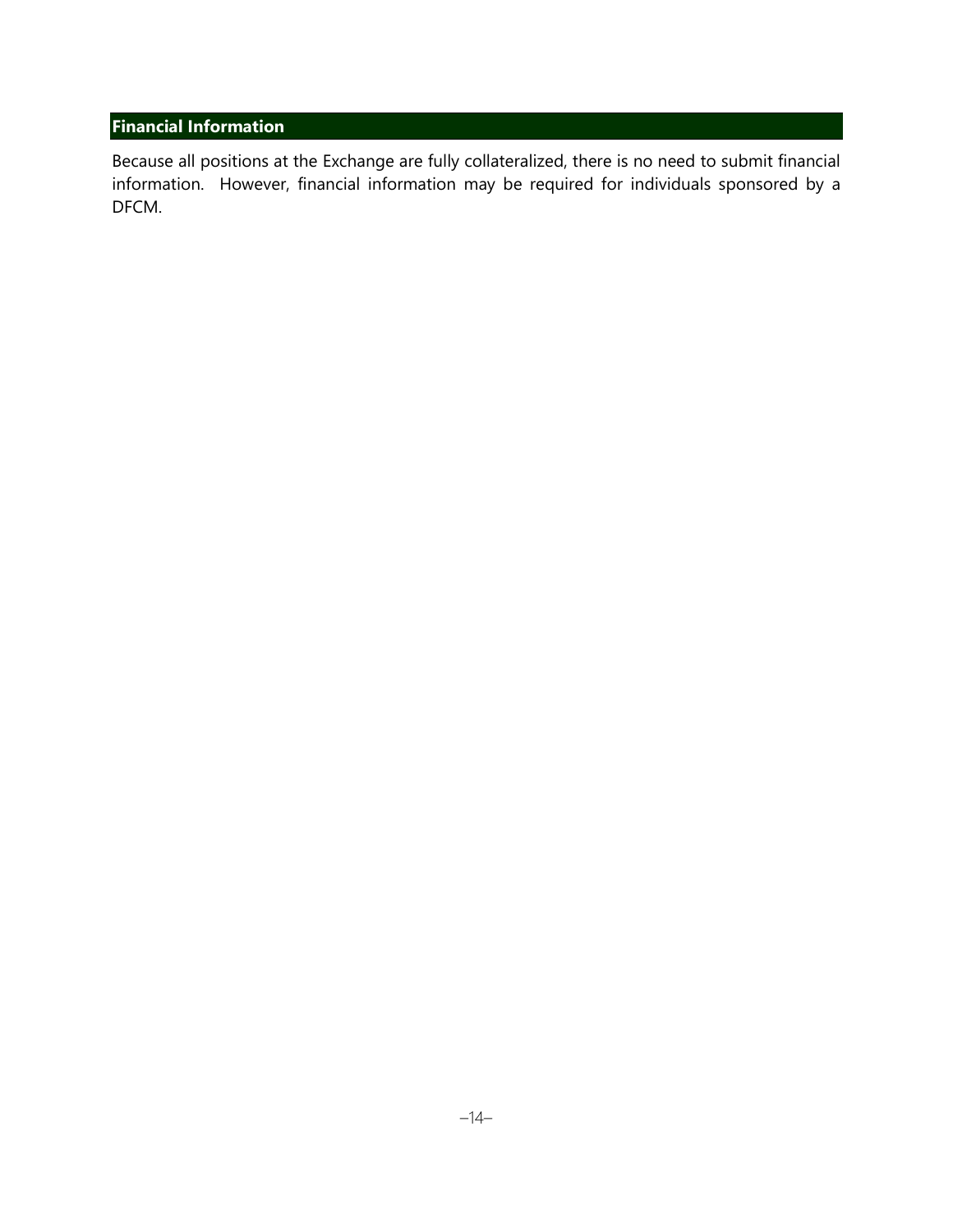## Financial Information

Because all positions at the Exchange are fully collateralized, there is no need to submit financial information. However, financial information may be required for individuals sponsored by a DFCM.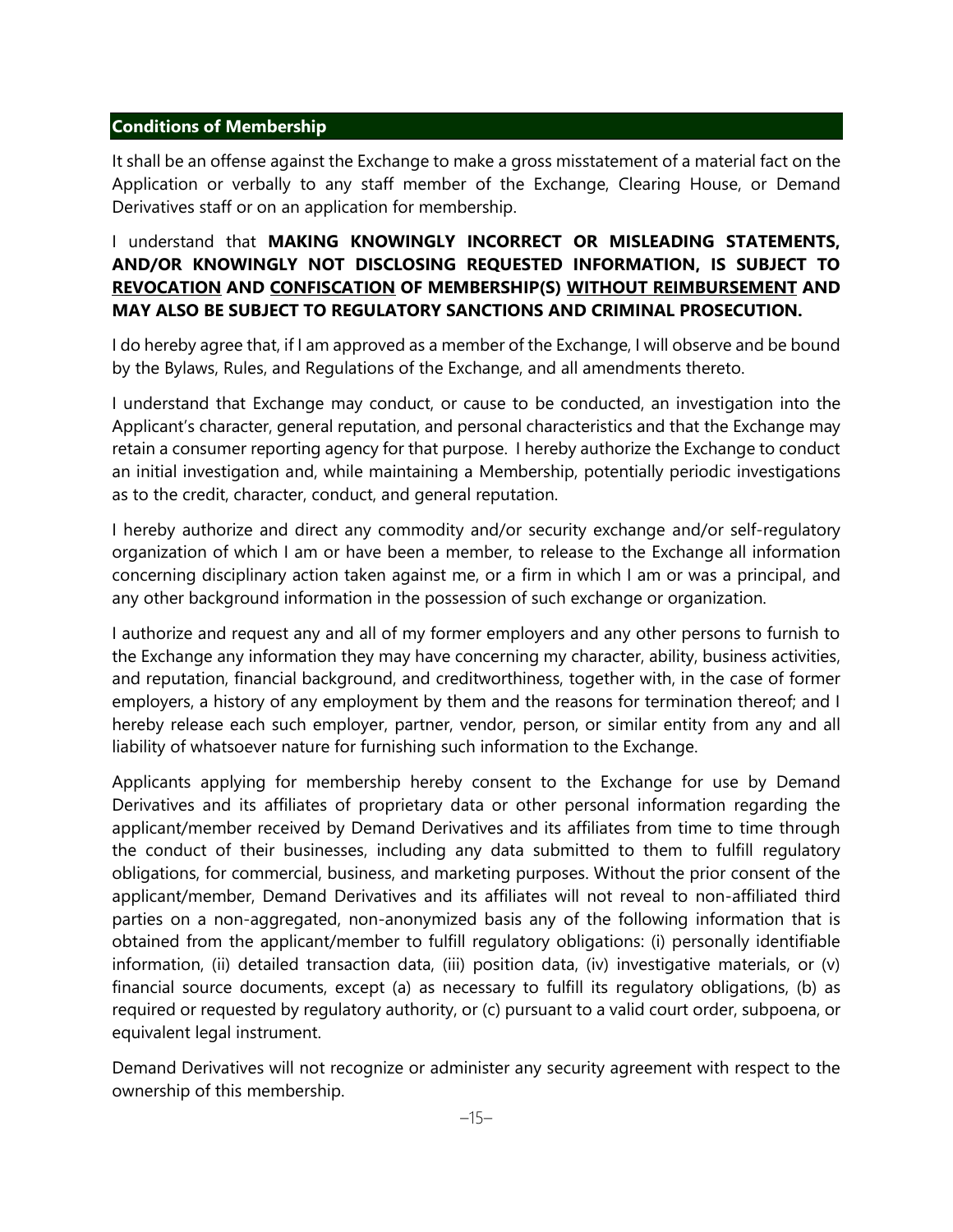## Conditions of Membership

It shall be an offense against the Exchange to make a gross misstatement of a material fact on the Application or verbally to any staff member of the Exchange, Clearing House, or Demand Derivatives staff or on an application for membership.

I understand that **MAKING KNOWINGLY INCORRECT OR MISLEADING STATEMENTS, AND/OR KNOWINGLY NOT DISCLOSING REQUESTED INFORMATION, IS SUBJECT TO <u>REVOCATION</u> AND <u>CONFISCATION</u> OF MEMBERSHIP(S) <u>WITHOUT REIMBURSEMENT</u> AND MAY ALSO BE SUBJECT TO REGULATORY SANCTIONS AND CRIMINAL PROSECUTION.**

I do hereby agree that, if I am approved as a member of the Exchange, I will observe and be bound by the Bylaws, Rules, and Regulations of the Exchange, and all amendments thereto.

I understand that Exchange may conduct, or cause to be conducted, an investigation into the Applicant's character, general reputation, and personal characteristics and that the Exchange may retain a consumer reporting agency for that purpose. I hereby authorize the Exchange to conduct an initial investigation and, while maintaining a Membership, potentially periodic investigations as to the credit, character, conduct, and general reputation.

I hereby authorize and direct any commodity and/or security exchange and/or self-regulatory organization of which I am or have been a member, to release to the Exchange all information concerning disciplinary action taken against me, or a firm in which I am or was a principal, and any other background information in the possession of such exchange or organization.

I authorize and request any and all of my former employers and any other persons to furnish to the Exchange any information they may have concerning my character, ability, business activities, and reputation, financial background, and creditworthiness, together with, in the case of former employers, a history of any employment by them and the reasons for termination thereof; and I hereby release each such employer, partner, vendor, person, or similar entity from any and all liability of whatsoever nature for furnishing such information to the Exchange.

Applicants applying for membership hereby consent to the Exchange for use by Demand Derivatives and its affiliates of proprietary data or other personal information regarding the applicant/member received by Demand Derivatives and its affiliates from time to time through the conduct of their businesses, including any data submitted to them to fulfill regulatory obligations, for commercial, business, and marketing purposes. Without the prior consent of the applicant/member, Demand Derivatives and its affiliates will not reveal to non-affiliated third parties on a non-aggregated, non-anonymized basis any of the following information that is obtained from the applicant/member to fulfill regulatory obligations: (i) personally identifiable information, (ii) detailed transaction data, (iii) position data, (iv) investigative materials, or (v) financial source documents, except (a) as necessary to fulfill its regulatory obligations, (b) as required or requested by regulatory authority, or (c) pursuant to a valid court order, subpoena, or equivalent legal instrument.

Demand Derivatives will not recognize or administer any security agreement with respect to the ownership of this membership.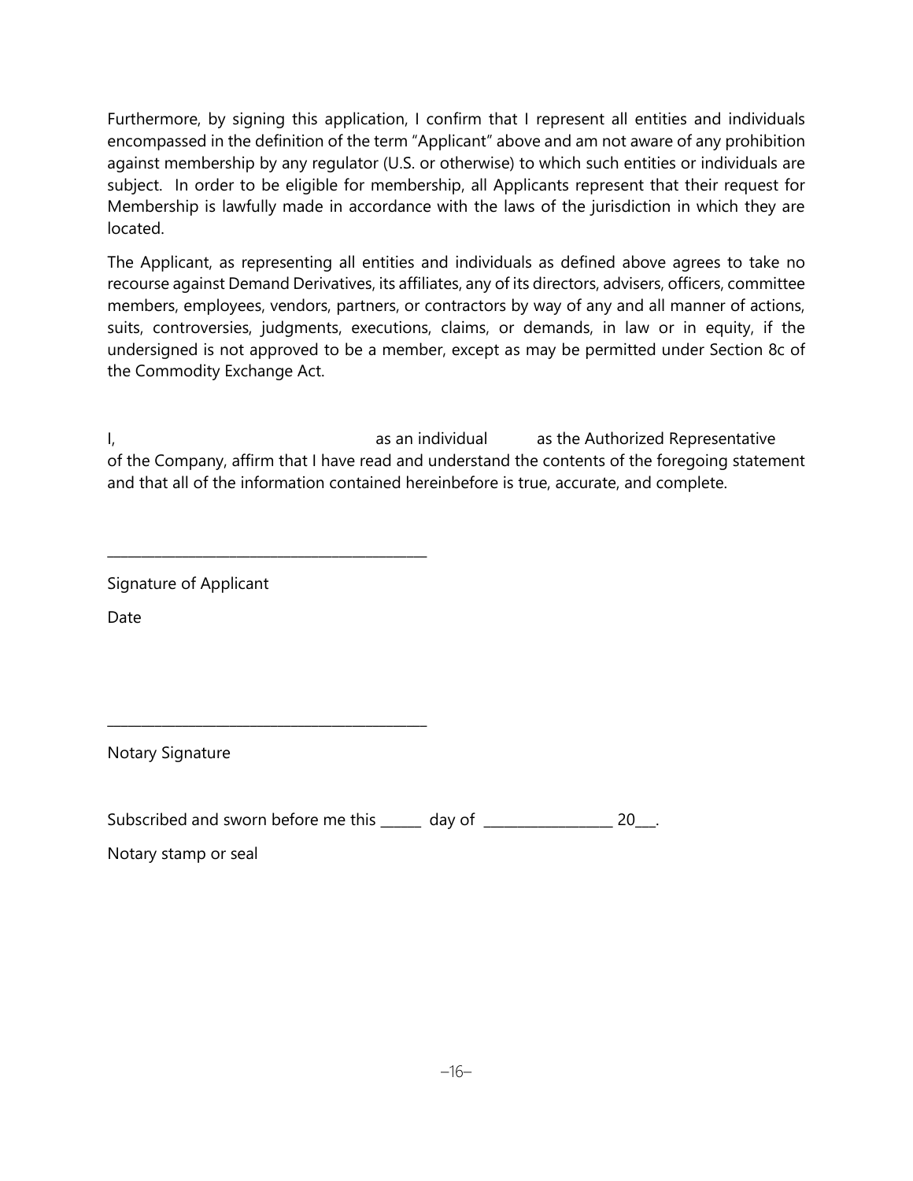Furthermore, by signing this application, I confirm that I represent all entities and individuals encompassed in the definition of the term "Applicant" above and am not aware of any prohibition against membership by any regulator (U.S. or otherwise) to which such entities or individuals are subject. In order to be eligible for membership, all Applicants represent that their request for Membership is lawfully made in accordance with the laws of the jurisdiction in which they are located.

The Applicant, as representing all entities and individuals as defined above agrees to take no recourse against Demand Derivatives, its affiliates, any of its directors, advisers, officers, committee members, employees, vendors, partners, or contractors by way of any and all manner of actions, suits, controversies, judgments, executions, claims, or demands, in law or in equity, if the undersigned is not approved to be a member, except as may be permitted under Section 8c of the Commodity Exchange Act.

I, as an individual as the Authorized Representative of the Company, affirm that I have read and understand the contents of the foregoing statement and that all of the information contained hereinbefore is true, accurate, and complete.

_____________________________________________

Signature of Applicant

Date

_____________________________________________

Notary Signature

Subscribed and sworn before me this ______ day of __________________ 20___.

Notary stamp or seal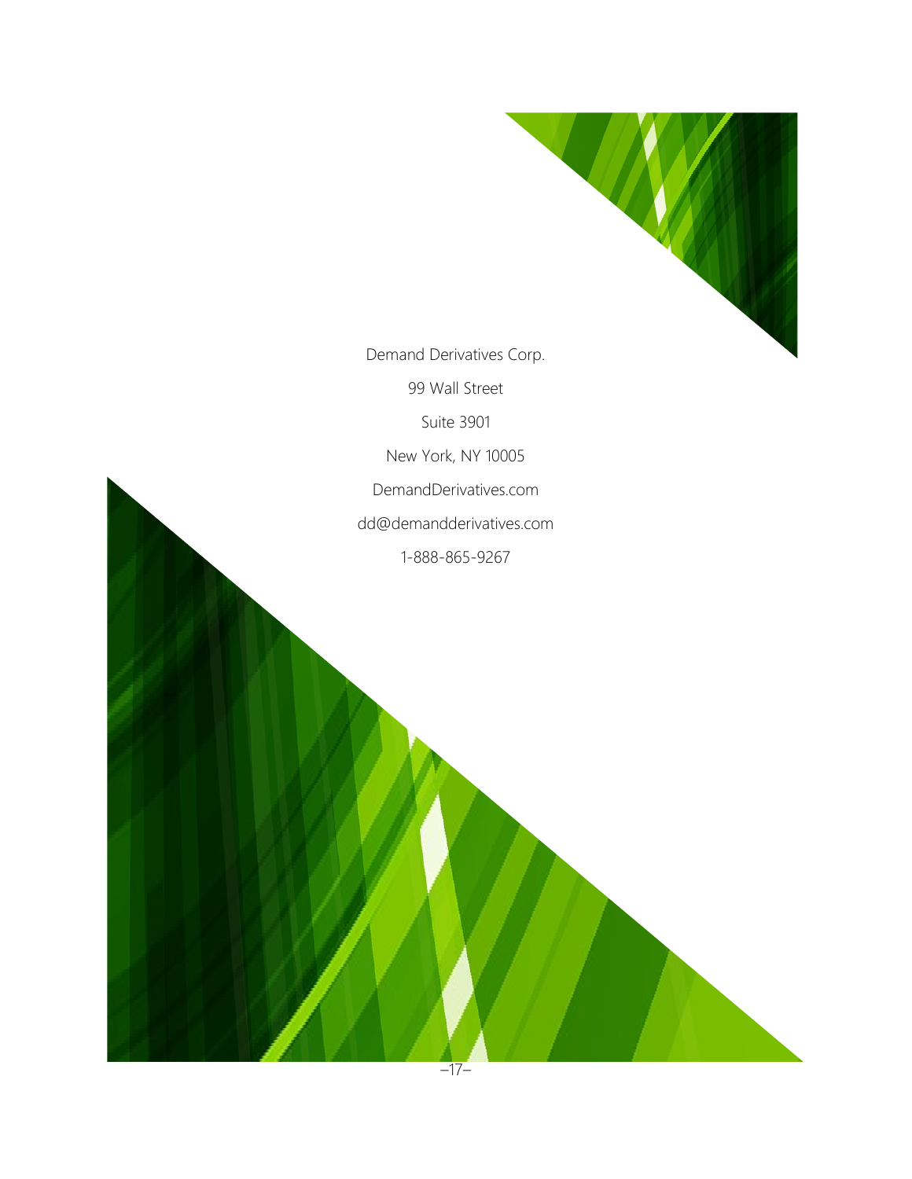Demand Derivatives Corp.

99 Wall Street

Suite 3901

New York, NY 10005

DemandDerivatives.com

dd@demandderivatives.com

1-888-865-9267